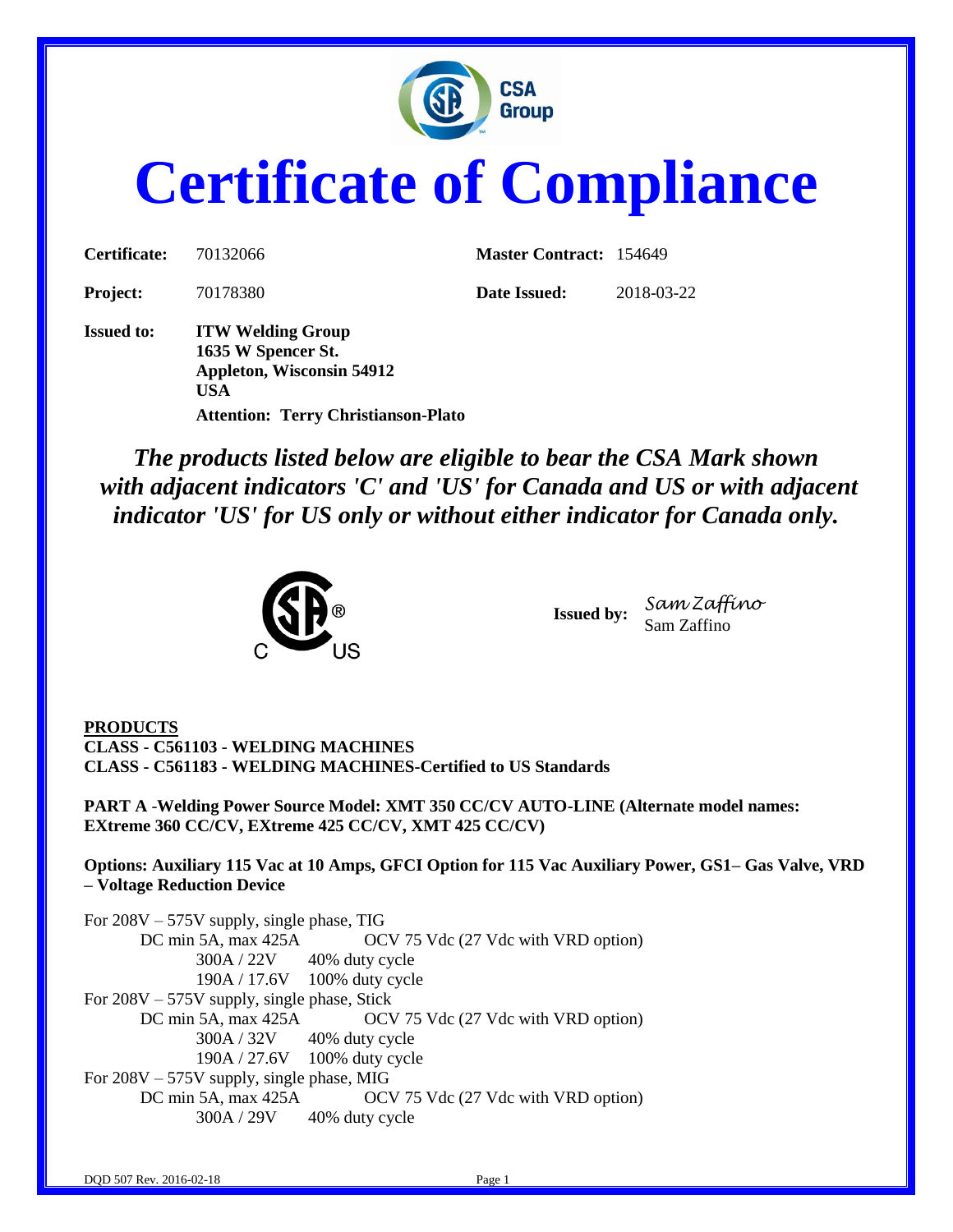# Certificate of Compliance

| | | | |
|---|---|---|---|
| **Certificate:** | 70132066 | **Master Contract:** | 154649 |
| **Project:** | 70178380 | **Date Issued:** | 2018-03-22 |

**Issued to:** **ITW Welding Group**
**1635 W Spencer St.**
**Appleton, Wisconsin 54912**
**USA**
**Attention: Terry Christianson-Plato**

***The products listed below are eligible to bear the CSA Mark shown with adjacent indicators 'C' and 'US' for Canada and US or with adjacent indicator 'US' for US only or without either indicator for Canada only.***

**Issued by:** Sam Zaffino
Sam Zaffino

**PRODUCTS**
**CLASS - C561103 - WELDING MACHINES**
**CLASS - C561183 - WELDING MACHINES-Certified to US Standards**

**PART A -Welding Power Source Model: XMT 350 CC/CV AUTO-LINE (Alternate model names: EXtreme 360 CC/CV, EXtreme 425 CC/CV, XMT 425 CC/CV)**

**Options: Auxiliary 115 Vac at 10 Amps, GFCI Option for 115 Vac Auxiliary Power, GS1– Gas Valve, VRD – Voltage Reduction Device**

For 208V – 575V supply, single phase, TIG
DC min 5A, max 425A OCV 75 Vdc (27 Vdc with VRD option)
300A / 22V 40% duty cycle
190A / 17.6V 100% duty cycle

For 208V – 575V supply, single phase, Stick
DC min 5A, max 425A OCV 75 Vdc (27 Vdc with VRD option)
300A / 32V 40% duty cycle
190A / 27.6V 100% duty cycle

For 208V – 575V supply, single phase, MIG
DC min 5A, max 425A OCV 75 Vdc (27 Vdc with VRD option)
300A / 29V 40% duty cycle

DQD 507 Rev. 2016-02-18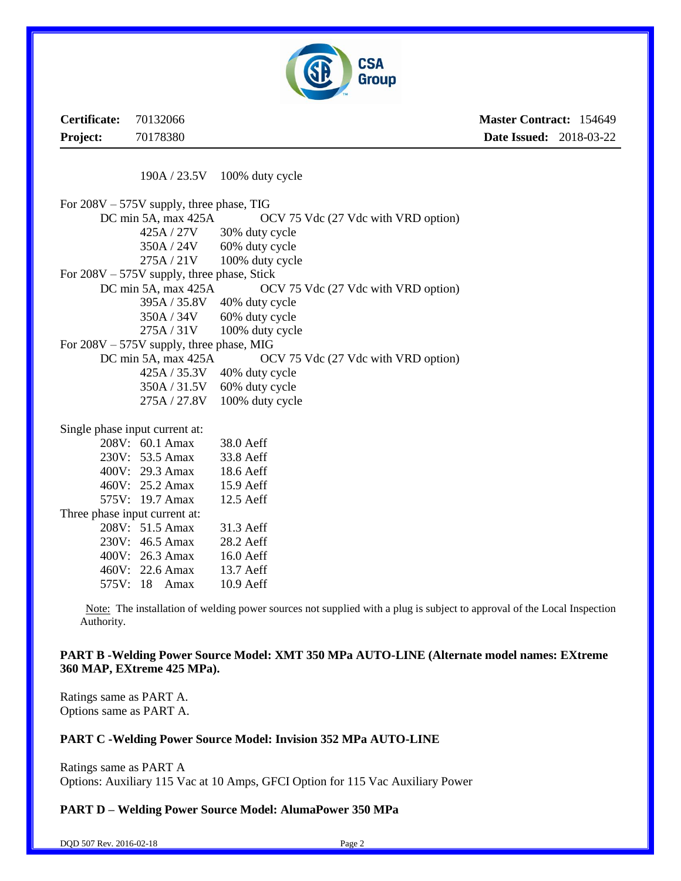190A / 23.5V 100% duty cycle

For 208V – 575V supply, three phase, TIG

DC min 5A, max 425A OCV 75 Vdc (27 Vdc with VRD option)

| | |
|---|---|
| 425A / 27V | 30% duty cycle |
| 350A / 24V | 60% duty cycle |
| 275A / 21V | 100% duty cycle |

For 208V – 575V supply, three phase, Stick

DC min 5A, max 425A OCV 75 Vdc (27 Vdc with VRD option)

| | |
|---|---|
| 395A / 35.8V | 40% duty cycle |
| 350A / 34V | 60% duty cycle |
| 275A / 31V | 100% duty cycle |

For 208V – 575V supply, three phase, MIG

DC min 5A, max 425A OCV 75 Vdc (27 Vdc with VRD option)

| | |
|---|---|
| 425A / 35.3V | 40% duty cycle |
| 350A / 31.5V | 60% duty cycle |
| 275A / 27.8V | 100% duty cycle |

Single phase input current at:

| | | |
|---|---|---|
| 208V: | 60.1 Amax | 38.0 Aeff |
| 230V: | 53.5 Amax | 33.8 Aeff |
| 400V: | 29.3 Amax | 18.6 Aeff |
| 460V: | 25.2 Amax | 15.9 Aeff |
| 575V: | 19.7 Amax | 12.5 Aeff |

Three phase input current at:

| | | |
|---|---|---|
| 208V: | 51.5 Amax | 31.3 Aeff |
| 230V: | 46.5 Amax | 28.2 Aeff |
| 400V: | 26.3 Amax | 16.0 Aeff |
| 460V: | 22.6 Amax | 13.7 Aeff |
| 575V: | 18 Amax | 10.9 Aeff |

Note: The installation of welding power sources not supplied with a plug is subject to approval of the Local Inspection Authority.

**PART B -Welding Power Source Model: XMT 350 MPa AUTO-LINE (Alternate model names: EXtreme 360 MAP, EXtreme 425 MPa).**

Ratings same as PART A.
Options same as PART A.

**PART C -Welding Power Source Model: Invision 352 MPa AUTO-LINE**

Ratings same as PART A
Options: Auxiliary 115 Vac at 10 Amps, GFCI Option for 115 Vac Auxiliary Power

**PART D – Welding Power Source Model: AlumaPower 350 MPa**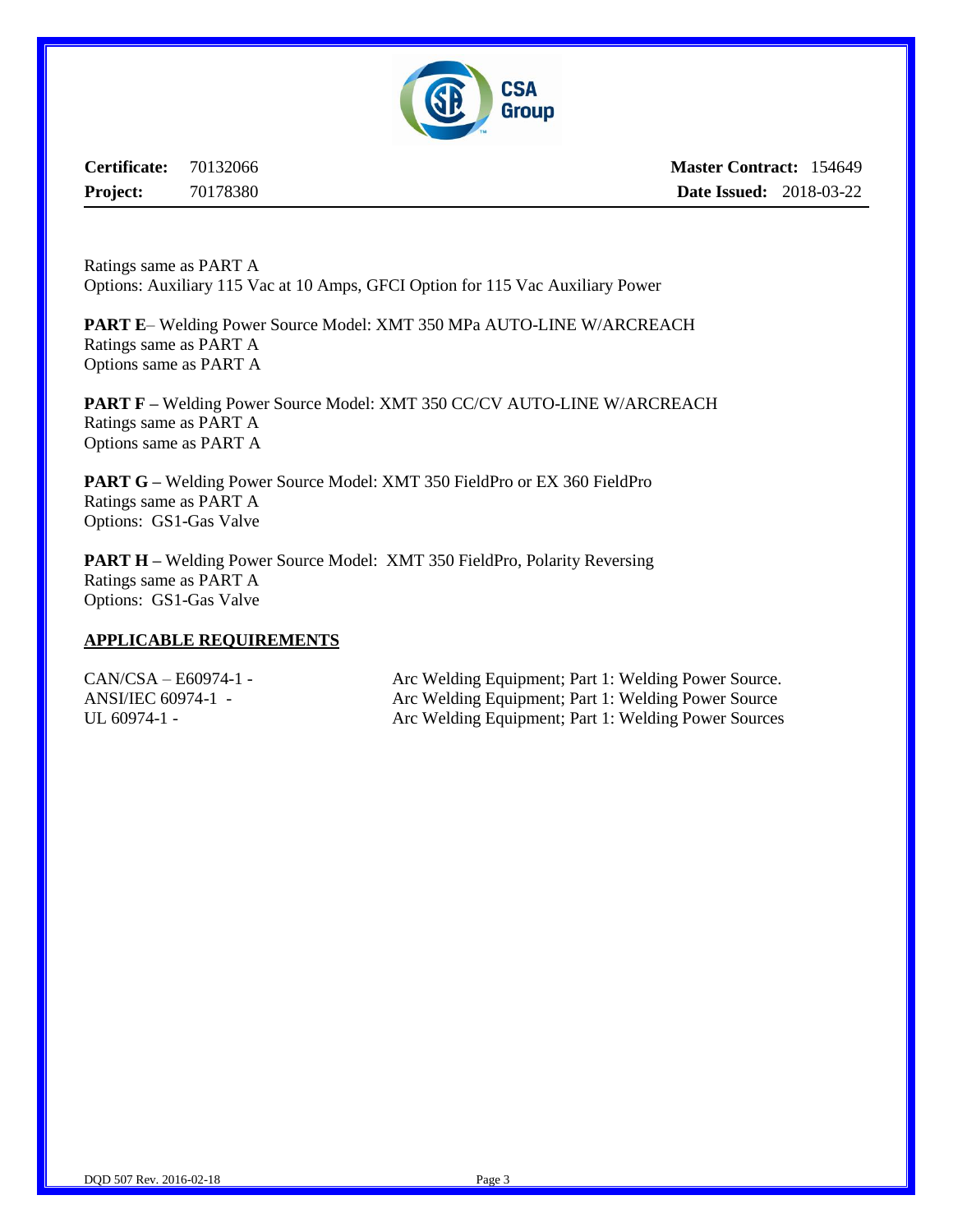**Certificate:** 70132066 **Master Contract:** 154649
**Project:** 70178380 **Date Issued:** 2018-03-22

Ratings same as PART A
Options: Auxiliary 115 Vac at 10 Amps, GFCI Option for 115 Vac Auxiliary Power

**PART E**– Welding Power Source Model: XMT 350 MPa AUTO-LINE W/ARCREACH
Ratings same as PART A
Options same as PART A

**PART F –** Welding Power Source Model: XMT 350 CC/CV AUTO-LINE W/ARCREACH
Ratings same as PART A
Options same as PART A

**PART G –** Welding Power Source Model: XMT 350 FieldPro or EX 360 FieldPro
Ratings same as PART A
Options: GS1-Gas Valve

**PART H –** Welding Power Source Model: XMT 350 FieldPro, Polarity Reversing
Ratings same as PART A
Options: GS1-Gas Valve

## APPLICABLE REQUIREMENTS

| | |
|---|---|
| CAN/CSA – E60974-1 - | Arc Welding Equipment; Part 1: Welding Power Source. |
| ANSI/IEC 60974-1 - | Arc Welding Equipment; Part 1: Welding Power Source |
| UL 60974-1 - | Arc Welding Equipment; Part 1: Welding Power Sources |

DQD 507 Rev. 2016-02-18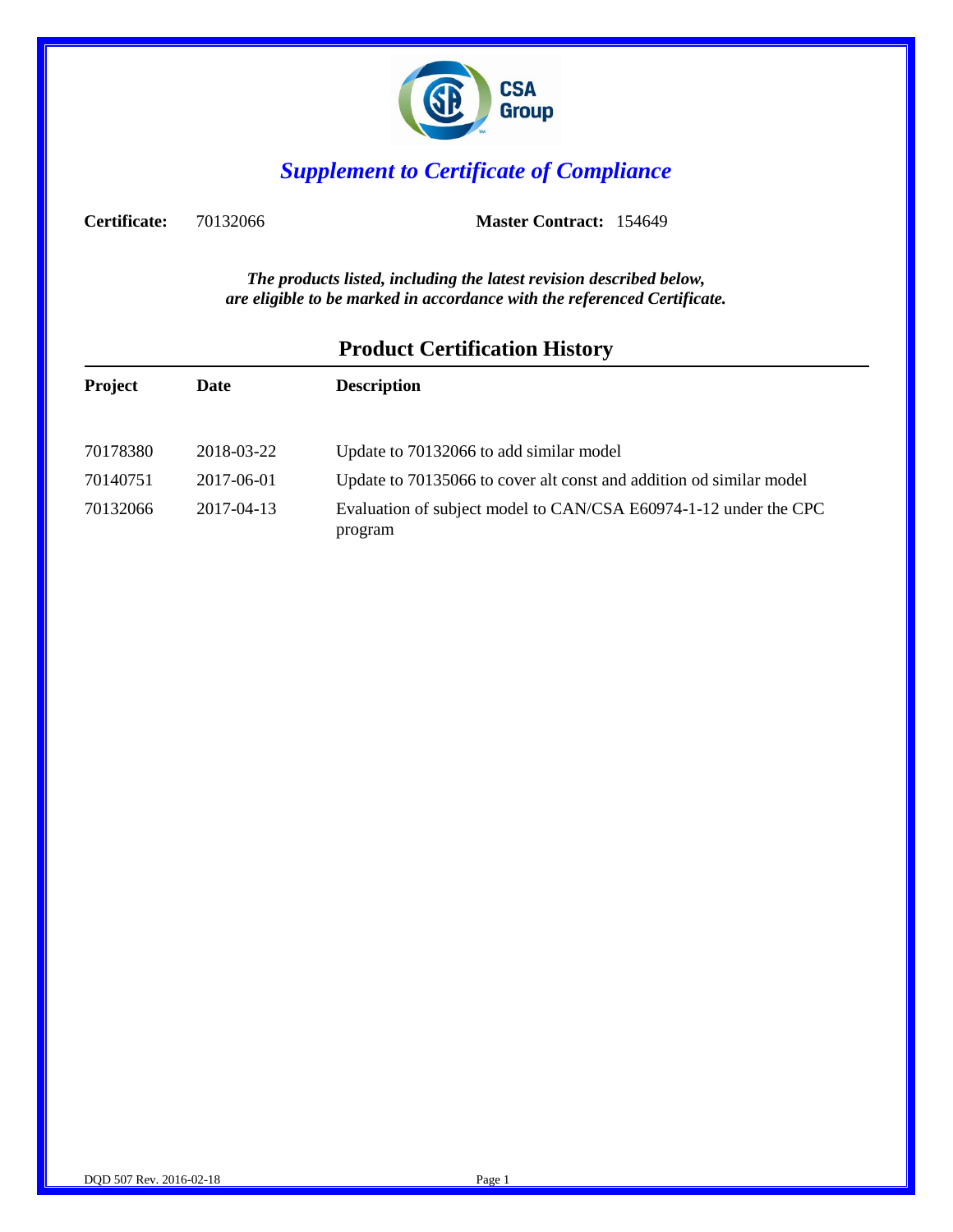# *Supplement to Certificate of Compliance*

**Certificate:** 70132066 **Master Contract:** 154649

***The products listed, including the latest revision described below, are eligible to be marked in accordance with the referenced Certificate.***

## Product Certification History

| Project | Date | Description |
|---|---|---|
| 70178380 | 2018-03-22 | Update to 70132066 to add similar model |
| 70140751 | 2017-06-01 | Update to 70135066 to cover alt const and addition od similar model |
| 70132066 | 2017-04-13 | Evaluation of subject model to CAN/CSA E60974-1-12 under the CPC program |